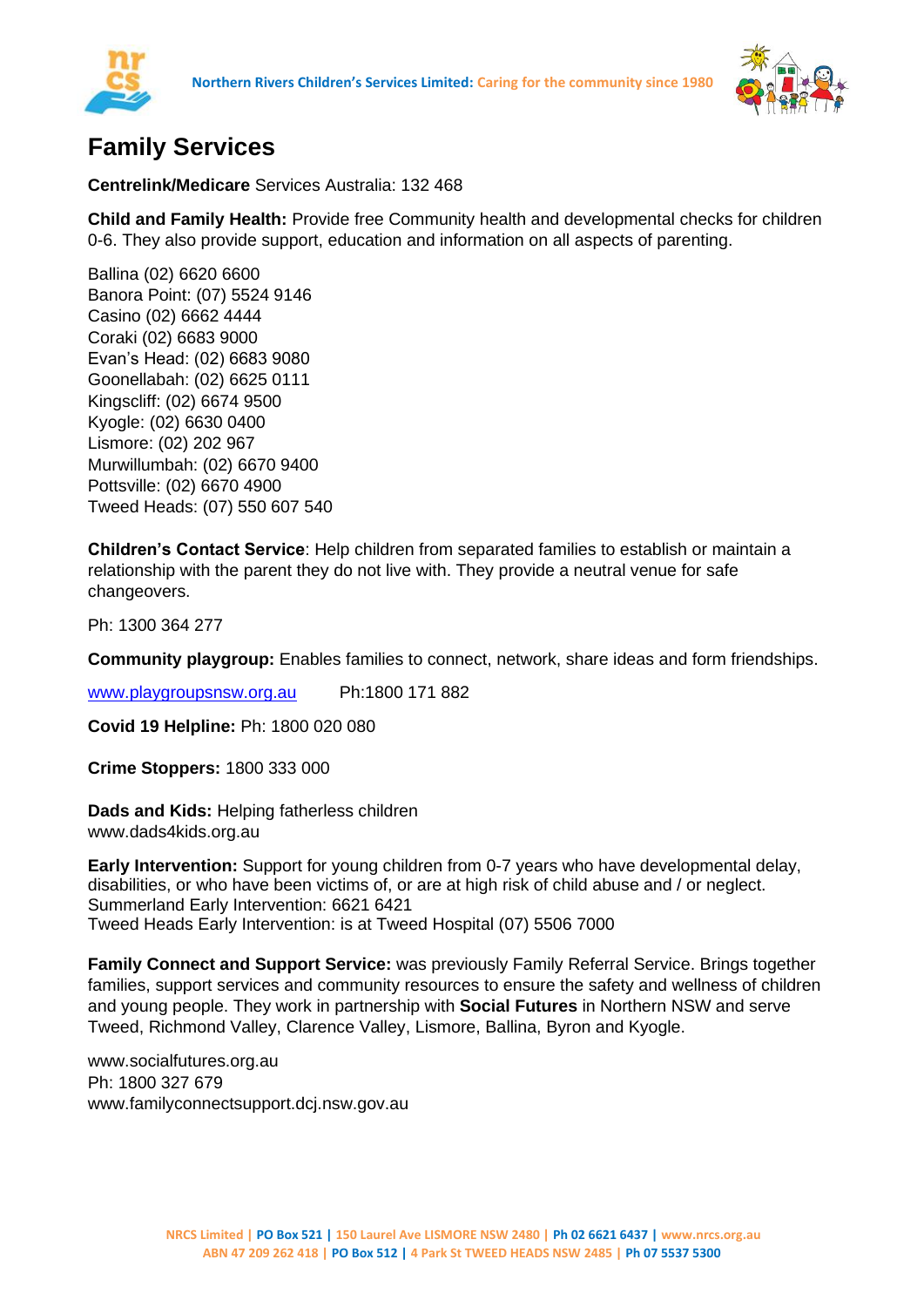# Family Services

**Centrelink/Medicare** Services Australia: 132 468

**Child and Family Health:** Provide free Community health and developmental checks for children 0-6. They also provide support, education and information on all aspects of parenting.

Ballina (02) 6620 6600
Banora Point: (07) 5524 9146
Casino (02) 6662 4444
Coraki (02) 6683 9000
Evan's Head: (02) 6683 9080
Goonellabah: (02) 6625 0111
Kingscliff: (02) 6674 9500
Kyogle: (02) 6630 0400
Lismore: (02) 202 967
Murwillumbah: (02) 6670 9400
Pottsville: (02) 6670 4900
Tweed Heads: (07) 550 607 540

**Children's Contact Service**: Help children from separated families to establish or maintain a relationship with the parent they do not live with. They provide a neutral venue for safe changeovers.

Ph: 1300 364 277

**Community playgroup:** Enables families to connect, network, share ideas and form friendships.

www.playgroupsnsw.org.au Ph:1800 171 882

**Covid 19 Helpline:** Ph: 1800 020 080

**Crime Stoppers:** 1800 333 000

**Dads and Kids:** Helping fatherless children
www.dads4kids.org.au

**Early Intervention:** Support for young children from 0-7 years who have developmental delay, disabilities, or who have been victims of, or are at high risk of child abuse and / or neglect.
Summerland Early Intervention: 6621 6421
Tweed Heads Early Intervention: is at Tweed Hospital (07) 5506 7000

**Family Connect and Support Service:** was previously Family Referral Service. Brings together families, support services and community resources to ensure the safety and wellness of children and young people. They work in partnership with **Social Futures** in Northern NSW and serve Tweed, Richmond Valley, Clarence Valley, Lismore, Ballina, Byron and Kyogle.

www.socialfutures.org.au
Ph: 1800 327 679
www.familyconnectsupport.dcj.nsw.gov.au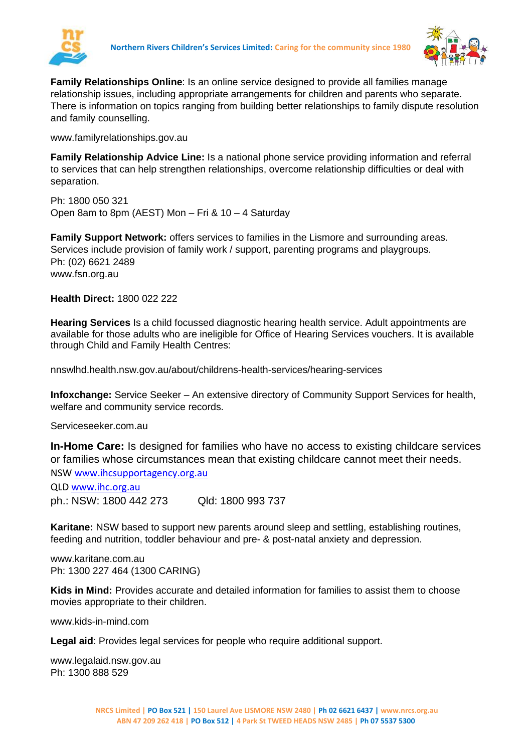**Family Relationships Online**: Is an online service designed to provide all families manage relationship issues, including appropriate arrangements for children and parents who separate. There is information on topics ranging from building better relationships to family dispute resolution and family counselling.

www.familyrelationships.gov.au

**Family Relationship Advice Line:** Is a national phone service providing information and referral to services that can help strengthen relationships, overcome relationship difficulties or deal with separation.

Ph: 1800 050 321
Open 8am to 8pm (AEST) Mon – Fri & 10 – 4 Saturday

**Family Support Network:** offers services to families in the Lismore and surrounding areas. Services include provision of family work / support, parenting programs and playgroups.
Ph: (02) 6621 2489
www.fsn.org.au

**Health Direct:** 1800 022 222

**Hearing Services** Is a child focussed diagnostic hearing health service. Adult appointments are available for those adults who are ineligible for Office of Hearing Services vouchers. It is available through Child and Family Health Centres:

nnswlhd.health.nsw.gov.au/about/childrens-health-services/hearing-services

**Infoxchange:** Service Seeker – An extensive directory of Community Support Services for health, welfare and community service records.

Serviceseeker.com.au

**In-Home Care:** Is designed for families who have no access to existing childcare services or families whose circumstances mean that existing childcare cannot meet their needs.
NSW www.ihcsupportagency.org.au
QLD www.ihc.org.au
ph.: NSW: 1800 442 273 Qld: 1800 993 737

**Karitane:** NSW based to support new parents around sleep and settling, establishing routines, feeding and nutrition, toddler behaviour and pre- & post-natal anxiety and depression.

www.karitane.com.au
Ph: 1300 227 464 (1300 CARING)

**Kids in Mind:** Provides accurate and detailed information for families to assist them to choose movies appropriate to their children.

www.kids-in-mind.com

**Legal aid**: Provides legal services for people who require additional support.

www.legalaid.nsw.gov.au
Ph: 1300 888 529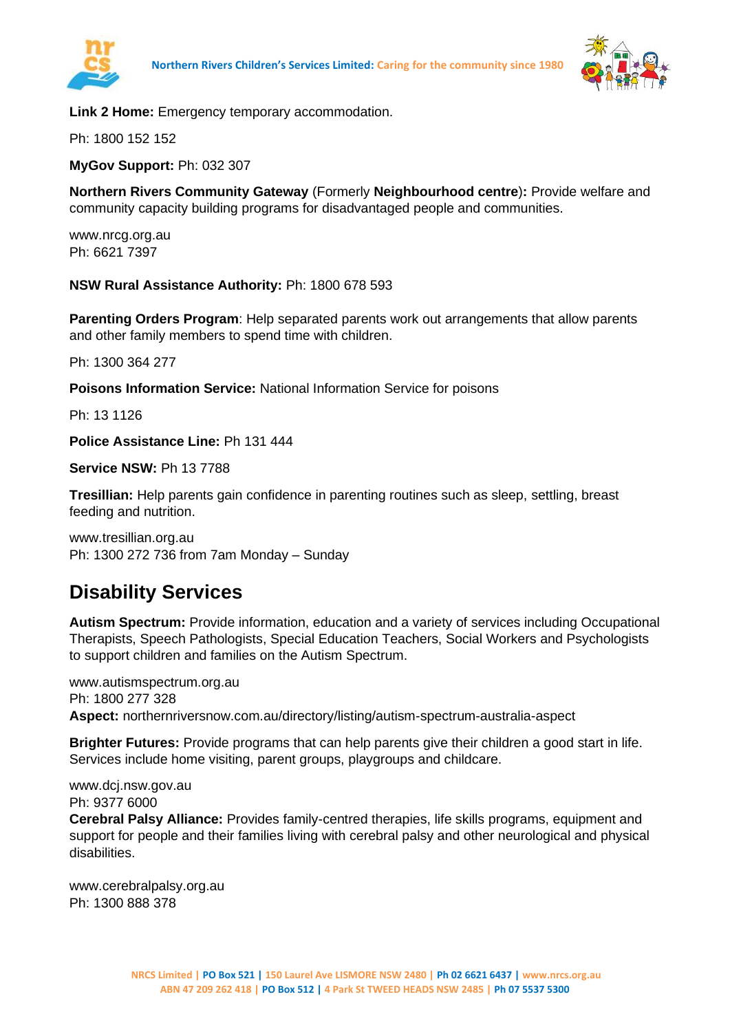**Link 2 Home:** Emergency temporary accommodation.

Ph: 1800 152 152

**MyGov Support:** Ph: 032 307

**Northern Rivers Community Gateway** (Formerly **Neighbourhood centre**)**:** Provide welfare and community capacity building programs for disadvantaged people and communities.

www.nrcg.org.au
Ph: 6621 7397

**NSW Rural Assistance Authority:** Ph: 1800 678 593

**Parenting Orders Program**: Help separated parents work out arrangements that allow parents and other family members to spend time with children.

Ph: 1300 364 277

**Poisons Information Service:** National Information Service for poisons

Ph: 13 1126

**Police Assistance Line:** Ph 131 444

**Service NSW:** Ph 13 7788

**Tresillian:** Help parents gain confidence in parenting routines such as sleep, settling, breast feeding and nutrition.

www.tresillian.org.au
Ph: 1300 272 736 from 7am Monday – Sunday

## Disability Services

**Autism Spectrum:** Provide information, education and a variety of services including Occupational Therapists, Speech Pathologists, Special Education Teachers, Social Workers and Psychologists to support children and families on the Autism Spectrum.

www.autismspectrum.org.au
Ph: 1800 277 328
**Aspect:** northernriversnow.com.au/directory/listing/autism-spectrum-australia-aspect

**Brighter Futures:** Provide programs that can help parents give their children a good start in life. Services include home visiting, parent groups, playgroups and childcare.

www.dcj.nsw.gov.au
Ph: 9377 6000
**Cerebral Palsy Alliance:** Provides family-centred therapies, life skills programs, equipment and support for people and their families living with cerebral palsy and other neurological and physical disabilities.

www.cerebralpalsy.org.au
Ph: 1300 888 378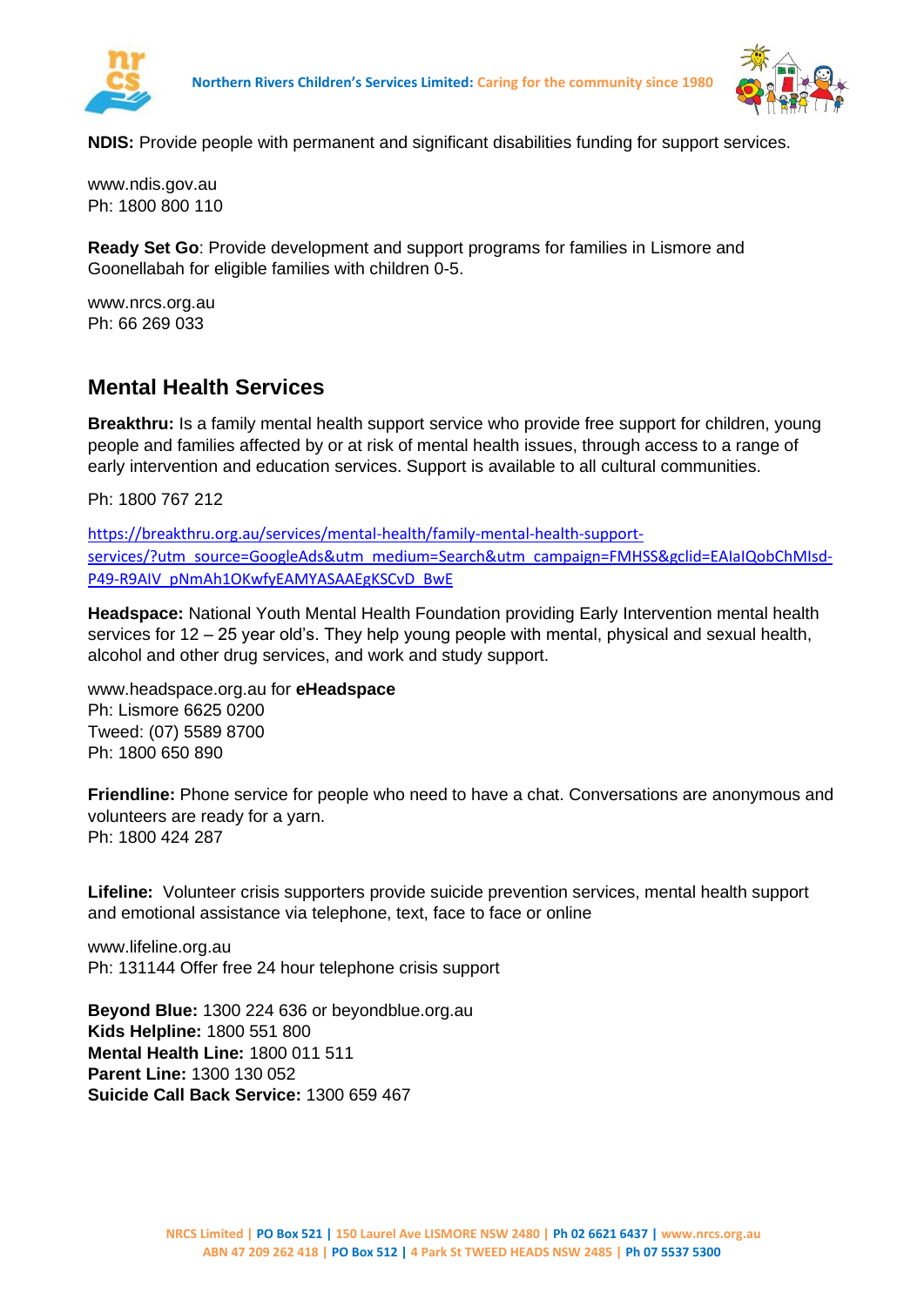**NDIS:** Provide people with permanent and significant disabilities funding for support services.

www.ndis.gov.au
Ph: 1800 800 110

**Ready Set Go**: Provide development and support programs for families in Lismore and Goonellabah for eligible families with children 0-5.

www.nrcs.org.au
Ph: 66 269 033

## Mental Health Services

**Breakthru:** Is a family mental health support service who provide free support for children, young people and families affected by or at risk of mental health issues, through access to a range of early intervention and education services. Support is available to all cultural communities.

Ph: 1800 767 212

https://breakthru.org.au/services/mental-health/family-mental-health-support-services/?utm_source=GoogleAds&utm_medium=Search&utm_campaign=FMHSS&gclid=EAIaIQobChMIsd-P49-R9AIV_pNmAh1OKwfyEAMYASAAEgKSCvD_BwE

**Headspace:** National Youth Mental Health Foundation providing Early Intervention mental health services for 12 – 25 year old's. They help young people with mental, physical and sexual health, alcohol and other drug services, and work and study support.

www.headspace.org.au for **eHeadspace**
Ph: Lismore 6625 0200
Tweed: (07) 5589 8700
Ph: 1800 650 890

**Friendline:** Phone service for people who need to have a chat. Conversations are anonymous and volunteers are ready for a yarn.
Ph: 1800 424 287

**Lifeline:** Volunteer crisis supporters provide suicide prevention services, mental health support and emotional assistance via telephone, text, face to face or online

www.lifeline.org.au
Ph: 131144 Offer free 24 hour telephone crisis support

**Beyond Blue:** 1300 224 636 or beyondblue.org.au
**Kids Helpline:** 1800 551 800
**Mental Health Line:** 1800 011 511
**Parent Line:** 1300 130 052
**Suicide Call Back Service:** 1300 659 467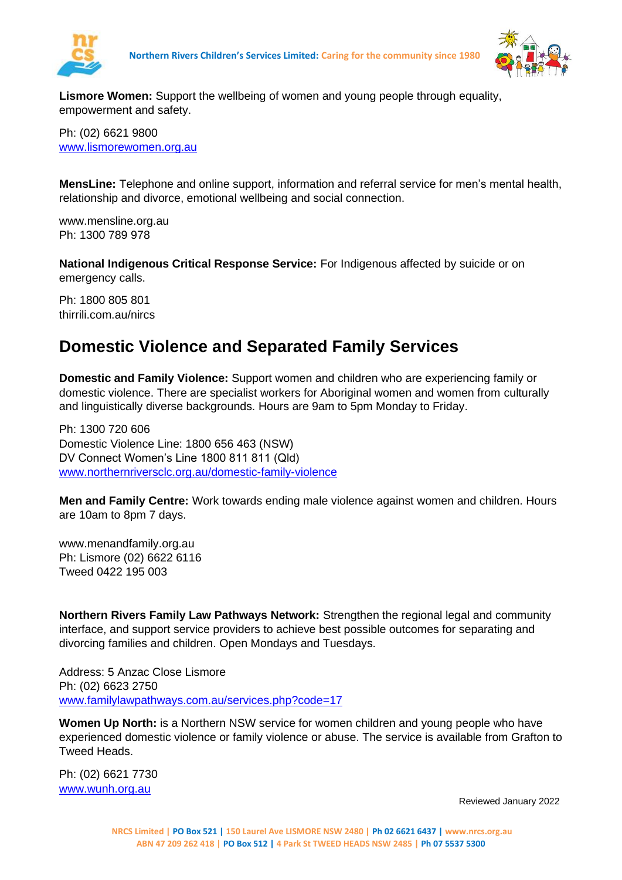**Lismore Women:** Support the wellbeing of women and young people through equality, empowerment and safety.

Ph: (02) 6621 9800
www.lismorewomen.org.au

**MensLine:** Telephone and online support, information and referral service for men's mental health, relationship and divorce, emotional wellbeing and social connection.

www.mensline.org.au
Ph: 1300 789 978

**National Indigenous Critical Response Service:** For Indigenous affected by suicide or on emergency calls.

Ph: 1800 805 801
thirrili.com.au/nircs

## Domestic Violence and Separated Family Services

**Domestic and Family Violence:** Support women and children who are experiencing family or domestic violence. There are specialist workers for Aboriginal women and women from culturally and linguistically diverse backgrounds. Hours are 9am to 5pm Monday to Friday.

Ph: 1300 720 606
Domestic Violence Line: 1800 656 463 (NSW)
DV Connect Women's Line 1800 811 811 (Qld)
www.northernriversclc.org.au/domestic-family-violence

**Men and Family Centre:** Work towards ending male violence against women and children. Hours are 10am to 8pm 7 days.

www.menandfamily.org.au
Ph: Lismore (02) 6622 6116
Tweed 0422 195 003

**Northern Rivers Family Law Pathways Network:** Strengthen the regional legal and community interface, and support service providers to achieve best possible outcomes for separating and divorcing families and children. Open Mondays and Tuesdays.

Address: 5 Anzac Close Lismore
Ph: (02) 6623 2750
www.familylawpathways.com.au/services.php?code=17

**Women Up North:** is a Northern NSW service for women children and young people who have experienced domestic violence or family violence or abuse. The service is available from Grafton to Tweed Heads.

Ph: (02) 6621 7730
www.wunh.org.au

Reviewed January 2022